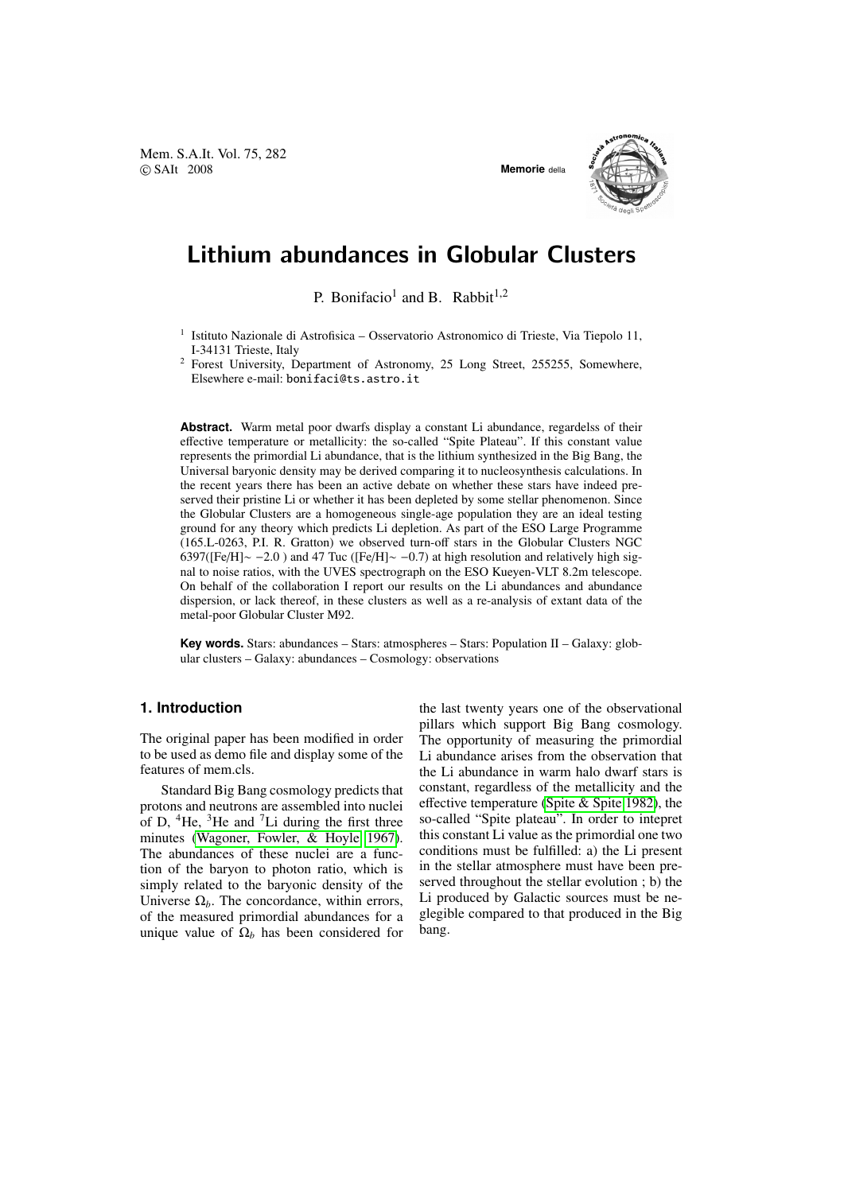# Lithium abundances in Globular Clusters

P. Bonifacio[1] and B. Rabbit[1,2]

[1] Istituto Nazionale di Astrofisica – Osservatorio Astronomico di Trieste, Via Tiepolo 11, I-34131 Trieste, Italy

[2] Forest University, Department of Astronomy, 25 Long Street, 255255, Somewhere, Elsewhere e-mail: bonifaci@ts.astro.it

**Abstract.** Warm metal poor dwarfs display a constant Li abundance, regardelss of their effective temperature or metallicity: the so-called "Spite Plateau". If this constant value represents the primordial Li abundance, that is the lithium synthesized in the Big Bang, the Universal baryonic density may be derived comparing it to nucleosynthesis calculations. In the recent years there has been an active debate on whether these stars have indeed preserved their pristine Li or whether it has been depleted by some stellar phenomenon. Since the Globular Clusters are a homogeneous single-age population they are an ideal testing ground for any theory which predicts Li depletion. As part of the ESO Large Programme (165.L-0263, P.I. R. Gratton) we observed turn-off stars in the Globular Clusters NGC 6397([Fe/H]$\sim -2.0$ ) and 47 Tuc ([Fe/H]$\sim -0.7$) at high resolution and relatively high signal to noise ratios, with the UVES spectrograph on the ESO Kueyen-VLT 8.2m telescope. On behalf of the collaboration I report our results on the Li abundances and abundance dispersion, or lack thereof, in these clusters as well as a re-analysis of extant data of the metal-poor Globular Cluster M92.

**Key words.** Stars: abundances – Stars: atmospheres – Stars: Population II – Galaxy: globular clusters – Galaxy: abundances – Cosmology: observations

## 1. Introduction

The original paper has been modified in order to be used as demo file and display some of the features of mem.cls.

Standard Big Bang cosmology predicts that protons and neutrons are assembled into nuclei of D, $^4$He, $^3$He and $^7$Li during the first three minutes (Wagoner, Fowler, & Hoyle 1967). The abundances of these nuclei are a function of the baryon to photon ratio, which is simply related to the baryonic density of the Universe $\Omega_b$. The concordance, within errors, of the measured primordial abundances for a unique value of $\Omega_b$ has been considered for the last twenty years one of the observational pillars which support Big Bang cosmology. The opportunity of measuring the primordial Li abundance arises from the observation that the Li abundance in warm halo dwarf stars is constant, regardless of the metallicity and the effective temperature (Spite & Spite 1982), the so-called "Spite plateau". In order to intepret this constant Li value as the primordial one two conditions must be fulfilled: a) the Li present in the stellar atmosphere must have been preserved throughout the stellar evolution ; b) the Li produced by Galactic sources must be neglegible compared to that produced in the Big bang.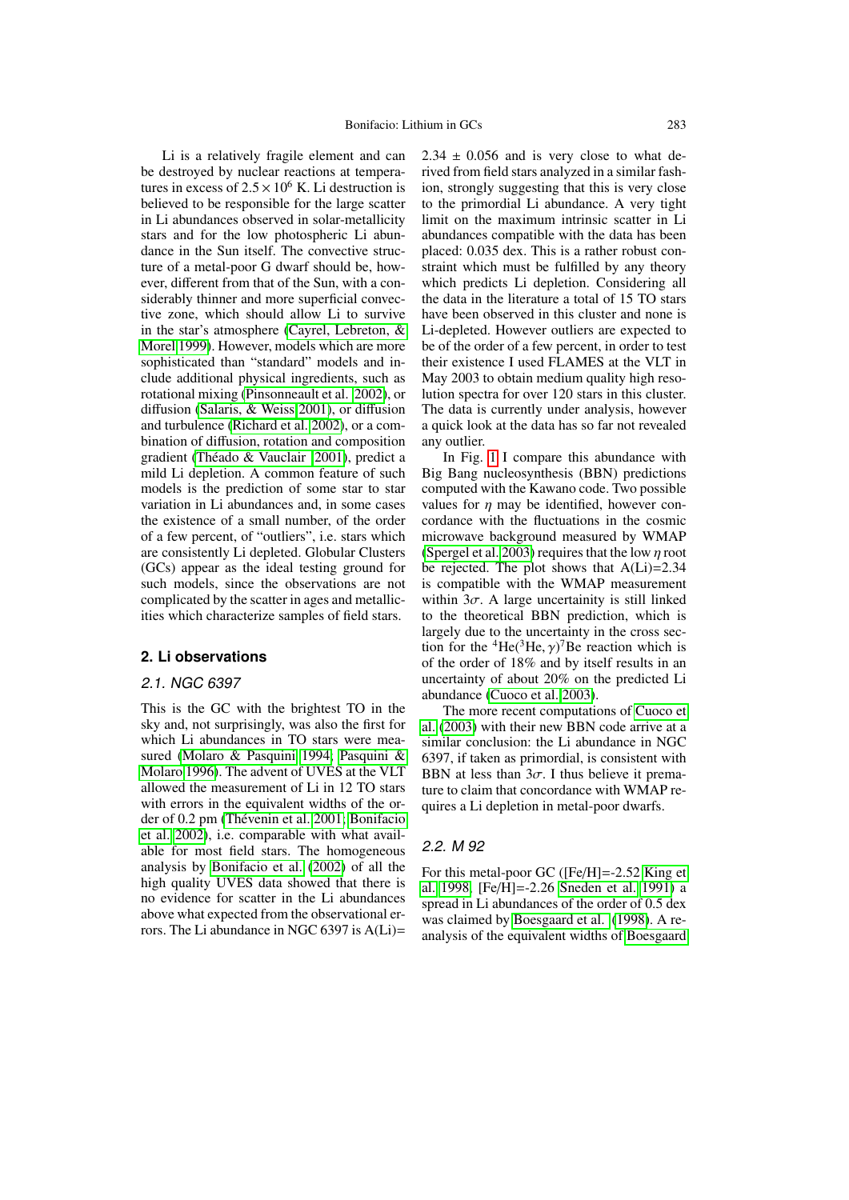Li is a relatively fragile element and can be destroyed by nuclear reactions at temperatures in excess of $2.5 \times 10^6$ K. Li destruction is believed to be responsible for the large scatter in Li abundances observed in solar-metallicity stars and for the low photospheric Li abundance in the Sun itself. The convective structure of a metal-poor G dwarf should be, however, different from that of the Sun, with a considerably thinner and more superficial convective zone, which should allow Li to survive in the star's atmosphere (Cayrel, Lebreton, & Morel 1999). However, models which are more sophisticated than "standard" models and include additional physical ingredients, such as rotational mixing (Pinsonneault et al. 2002), or diffusion (Salaris, & Weiss 2001), or diffusion and turbulence (Richard et al. 2002), or a combination of diffusion, rotation and composition gradient (Théado & Vauclair 2001), predict a mild Li depletion. A common feature of such models is the prediction of some star to star variation in Li abundances and, in some cases the existence of a small number, of the order of a few percent, of "outliers", i.e. stars which are consistently Li depleted. Globular Clusters (GCs) appear as the ideal testing ground for such models, since the observations are not complicated by the scatter in ages and metallicities which characterize samples of field stars.

## 2. Li observations

### 2.1. NGC 6397

This is the GC with the brightest TO in the sky and, not surprisingly, was also the first for which Li abundances in TO stars were measured (Molaro & Pasquini 1994; Pasquini & Molaro 1996). The advent of UVES at the VLT allowed the measurement of Li in 12 TO stars with errors in the equivalent widths of the order of 0.2 pm (Thévenin et al. 2001; Bonifacio et al. 2002), i.e. comparable with what available for most field stars. The homogeneous analysis by Bonifacio et al. (2002) of all the high quality UVES data showed that there is no evidence for scatter in the Li abundances above what expected from the observational errors. The Li abundance in NGC 6397 is A(Li)= $2.34 \pm 0.056$ and is very close to what derived from field stars analyzed in a similar fashion, strongly suggesting that this is very close to the primordial Li abundance. A very tight limit on the maximum intrinsic scatter in Li abundances compatible with the data has been placed: 0.035 dex. This is a rather robust constraint which must be fulfilled by any theory which predicts Li depletion. Considering all the data in the literature a total of 15 TO stars have been observed in this cluster and none is Li-depleted. However outliers are expected to be of the order of a few percent, in order to test their existence I used FLAMES at the VLT in May 2003 to obtain medium quality high resolution spectra for over 120 stars in this cluster. The data is currently under analysis, however a quick look at the data has so far not revealed any outlier.

In Fig. 1 I compare this abundance with Big Bang nucleosynthesis (BBN) predictions computed with the Kawano code. Two possible values for $\eta$ may be identified, however concordance with the fluctuations in the cosmic microwave background measured by WMAP (Spergel et al. 2003) requires that the low $\eta$ root be rejected. The plot shows that A(Li)=2.34 is compatible with the WMAP measurement within $3\sigma$. A large uncertainty is still linked to the theoretical BBN prediction, which is largely due to the uncertainty in the cross section for the $^4$He($^3$He, $\gamma$)$^7$Be reaction which is of the order of 18% and by itself results in an uncertainty of about 20% on the predicted Li abundance (Cuoco et al. 2003).

The more recent computations of Cuoco et al. (2003) with their new BBN code arrive at a similar conclusion: the Li abundance in NGC 6397, if taken as primordial, is consistent with BBN at less than $3\sigma$. I thus believe it premature to claim that concordance with WMAP requires a Li depletion in metal-poor dwarfs.

### 2.2. M 92

For this metal-poor GC ([Fe/H]=-2.52 King et al. 1998, [Fe/H]=-2.26 Sneden et al. 1991) a spread in Li abundances of the order of 0.5 dex was claimed by Boesgaard et al. (1998). A reanalysis of the equivalent widths of Boesgaard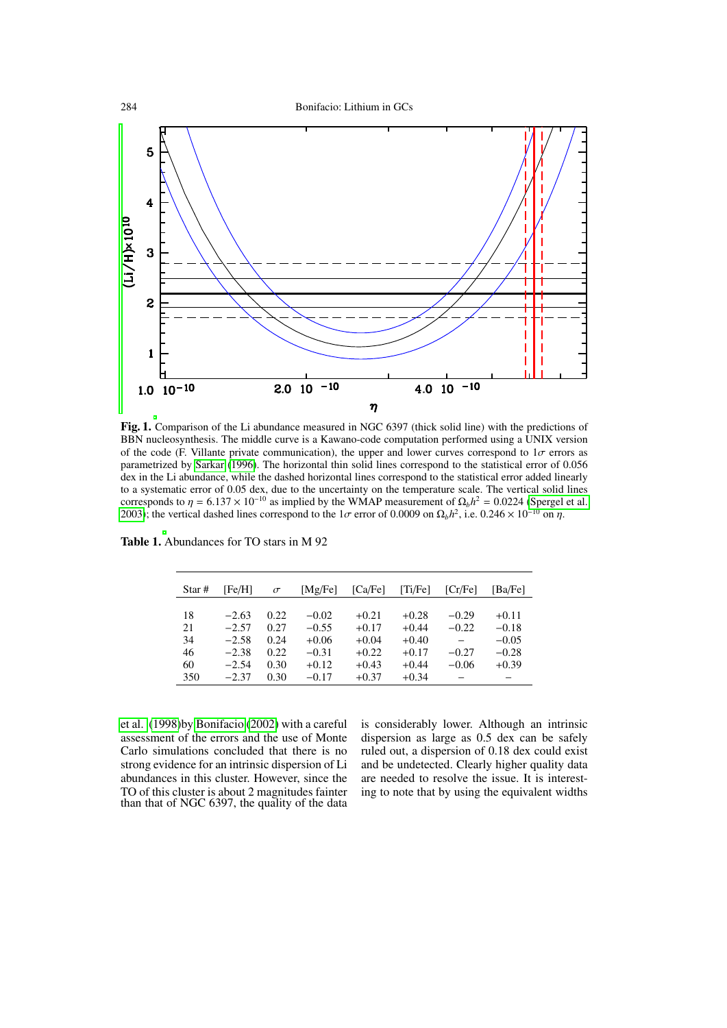**Fig. 1.** Comparison of the Li abundance measured in NGC 6397 (thick solid line) with the predictions of BBN nucleosynthesis. The middle curve is a Kawano-code computation performed using a UNIX version of the code (F. Villante private communication), the upper and lower curves correspond to $1\sigma$ errors as parametrized by Sarkar (1996). The horizontal thin solid lines correspond to the statistical error of 0.056 dex in the Li abundance, while the dashed horizontal lines correspond to the statistical error added linearly to a systematic error of 0.05 dex, due to the uncertainty on the temperature scale. The vertical solid lines corresponds to $\eta = 6.137 \times 10^{-10}$ as implied by the WMAP measurement of $\Omega_b h^2 = 0.0224$ (Spergel et al. 2003); the vertical dashed lines correspond to the $1\sigma$ error of 0.0009 on $\Omega_b h^2$, i.e. $0.246 \times 10^{-10}$ on $\eta$.

**Table 1.** Abundances for TO stars in M 92

| Star # | [Fe/H] | $\sigma$ | [Mg/Fe] | [Ca/Fe] | [Ti/Fe] | [Cr/Fe] | [Ba/Fe] |
|---|---|---|---|---|---|---|---|
| 18 | −2.63 | 0.22 | −0.02 | +0.21 | +0.28 | −0.29 | +0.11 |
| 21 | −2.57 | 0.27 | −0.55 | +0.17 | +0.44 | −0.22 | −0.18 |
| 34 | −2.58 | 0.24 | +0.06 | +0.04 | +0.40 | – | −0.05 |
| 46 | −2.38 | 0.22 | −0.31 | +0.22 | +0.17 | −0.27 | −0.28 |
| 60 | −2.54 | 0.30 | +0.12 | +0.43 | +0.44 | −0.06 | +0.39 |
| 350 | −2.37 | 0.30 | −0.17 | +0.37 | +0.34 | – | – |

et al. (1998) by Bonifacio (2002) with a careful assessment of the errors and the use of Monte Carlo simulations concluded that there is no strong evidence for an intrinsic dispersion of Li abundances in this cluster. However, since the TO of this cluster is about 2 magnitudes fainter than that of NGC 6397, the quality of the data is considerably lower. Although an intrinsic dispersion as large as 0.5 dex can be safely ruled out, a dispersion of 0.18 dex could exist and be undetected. Clearly higher quality data are needed to resolve the issue. It is interesting to note that by using the equivalent widths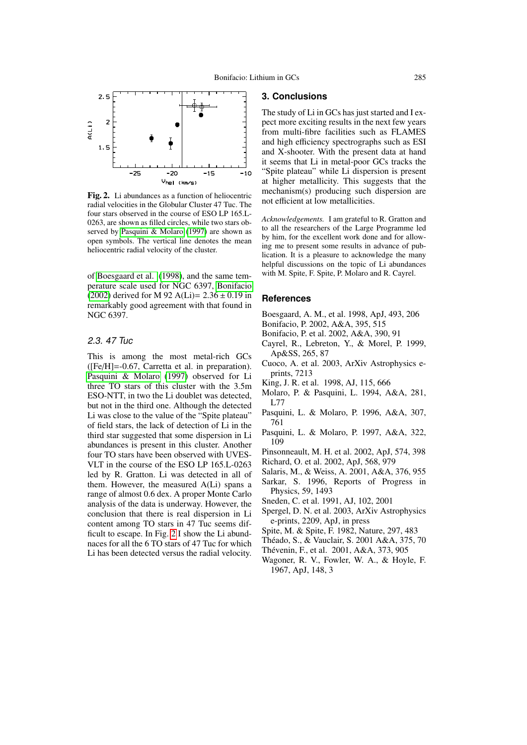2.5

2

1.5

A(Li)

-25 -20 -15 -10

$V_{hel}$ (km/s)

**Fig. 2.** Li abundances as a function of heliocentric radial velocities in the Globular Cluster 47 Tuc. The four stars observed in the course of ESO LP 165.L-0263, are shown as filled circles, while two stars observed by Pasquini & Molaro (1997) are shown as open symbols. The vertical line denotes the mean heliocentric radial velocity of the cluster.

of Boesgaard et al. (1998), and the same temperature scale used for NGC 6397, Bonifacio (2002) derived for M 92 A(Li)= $2.36 \pm 0.19$ in remarkably good agreement with that found in NGC 6397.

### 2.3. 47 Tuc

This is among the most metal-rich GCs ([Fe/H]=-0.67, Carretta et al. in preparation). Pasquini & Molaro (1997) observed for Li three TO stars of this cluster with the 3.5m ESO-NTT, in two the Li doublet was detected, but not in the third one. Although the detected Li was close to the value of the "Spite plateau" of field stars, the lack of detection of Li in the third star suggested that some dispersion in Li abundances is present in this cluster. Another four TO stars have been observed with UVES-VLT in the course of the ESO LP 165.L-0263 led by R. Gratton. Li was detected in all of them. However, the measured A(Li) spans a range of almost 0.6 dex. A proper Monte Carlo analysis of the data is underway. However, the conclusion that there is real dispersion in Li content among TO stars in 47 Tuc seems difficult to escape. In Fig. 2 I show the Li abundnaces for all the 6 TO stars of 47 Tuc for which Li has been detected versus the radial velocity.

## 3. Conclusions

The study of Li in GCs has just started and I expect more exciting results in the next few years from multi-fibre facilities such as FLAMES and high efficiency spectrographs such as ESI and X-shooter. With the present data at hand it seems that Li in metal-poor GCs tracks the "Spite plateau" while Li dispersion is present at higher metallicity. This suggests that the mechanism(s) producing such dispersion are not efficient at low metallicities.

*Acknowledgements.* I am grateful to R. Gratton and to all the researchers of the Large Programme led by him, for the excellent work done and for allowing me to present some results in advance of publication. It is a pleasure to acknowledge the many helpful discussions on the topic of Li abundances with M. Spite, F. Spite, P. Molaro and R. Cayrel.

## References

Boesgaard, A. M., et al. 1998, ApJ, 493, 206
Bonifacio, P. 2002, A&A, 395, 515
Bonifacio, P. et al. 2002, A&A, 390, 91
Cayrel, R., Lebreton, Y., & Morel, P. 1999, Ap&SS, 265, 87
Cuoco, A. et al. 2003, ArXiv Astrophysics e-prints, 7213
King, J. R. et al. 1998, AJ, 115, 666
Molaro, P. & Pasquini, L. 1994, A&A, 281, L77
Pasquini, L. & Molaro, P. 1996, A&A, 307, 761
Pasquini, L. & Molaro, P. 1997, A&A, 322, 109
Pinsonneault, M. H. et al. 2002, ApJ, 574, 398
Richard, O. et al. 2002, ApJ, 568, 979
Salaris, M., & Weiss, A. 2001, A&A, 376, 955
Sarkar, S. 1996, Reports of Progress in Physics, 59, 1493
Sneden, C. et al. 1991, AJ, 102, 2001
Spergel, D. N. et al. 2003, ArXiv Astrophysics e-prints, 2209, ApJ, in press
Spite, M. & Spite, F. 1982, Nature, 297, 483
Théado, S., & Vauclair, S. 2001 A&A, 375, 70
Thévenin, F., et al. 2001, A&A, 373, 905
Wagoner, R. V., Fowler, W. A., & Hoyle, F. 1967, ApJ, 148, 3